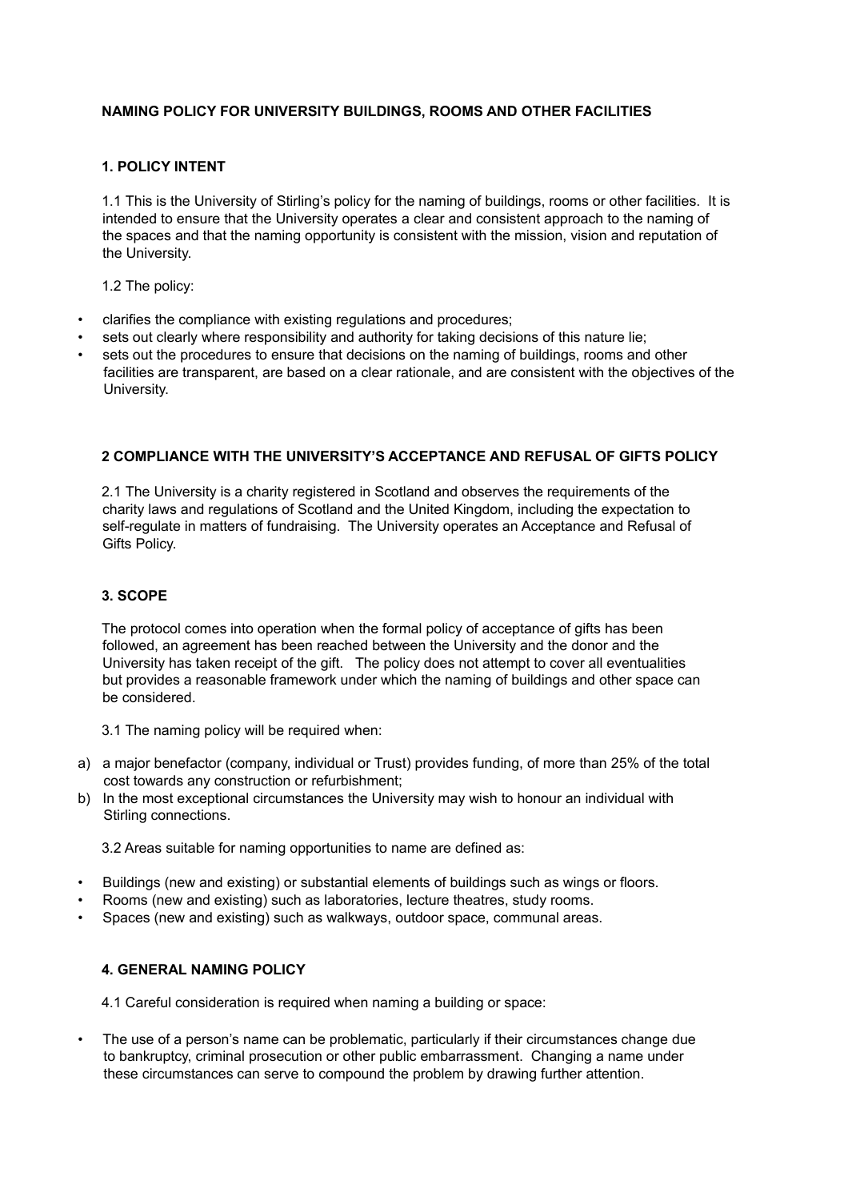# NAMING POLICY FOR UNIVERSITY BUILDINGS, ROOMS AND OTHER FACILITIES

## 1. POLICY INTENT

1.1 This is the University of Stirling's policy for the naming of buildings, rooms or other facilities. It is intended to ensure that the University operates a clear and consistent approach to the naming of the spaces and that the naming opportunity is consistent with the mission, vision and reputation of the University.

1.2 The policy:

- clarifies the compliance with existing regulations and procedures;
- sets out clearly where responsibility and authority for taking decisions of this nature lie;
- sets out the procedures to ensure that decisions on the naming of buildings, rooms and other facilities are transparent, are based on a clear rationale, and are consistent with the objectives of the University.

## 2 COMPLIANCE WITH THE UNIVERSITY'S ACCEPTANCE AND REFUSAL OF GIFTS POLICY

2.1 The University is a charity registered in Scotland and observes the requirements of the charity laws and regulations of Scotland and the United Kingdom, including the expectation to self-regulate in matters of fundraising. The University operates an Acceptance and Refusal of Gifts Policy.

## 3. SCOPE

The protocol comes into operation when the formal policy of acceptance of gifts has been followed, an agreement has been reached between the University and the donor and the University has taken receipt of the gift. The policy does not attempt to cover all eventualities but provides a reasonable framework under which the naming of buildings and other space can be considered.

3.1 The naming policy will be required when:

a) a major benefactor (company, individual or Trust) provides funding, of more than 25% of the total cost towards any construction or refurbishment;
b) In the most exceptional circumstances the University may wish to honour an individual with Stirling connections.

3.2 Areas suitable for naming opportunities to name are defined as:

- Buildings (new and existing) or substantial elements of buildings such as wings or floors.
- Rooms (new and existing) such as laboratories, lecture theatres, study rooms.
- Spaces (new and existing) such as walkways, outdoor space, communal areas.

## 4. GENERAL NAMING POLICY

4.1 Careful consideration is required when naming a building or space:

- The use of a person's name can be problematic, particularly if their circumstances change due to bankruptcy, criminal prosecution or other public embarrassment. Changing a name under these circumstances can serve to compound the problem by drawing further attention.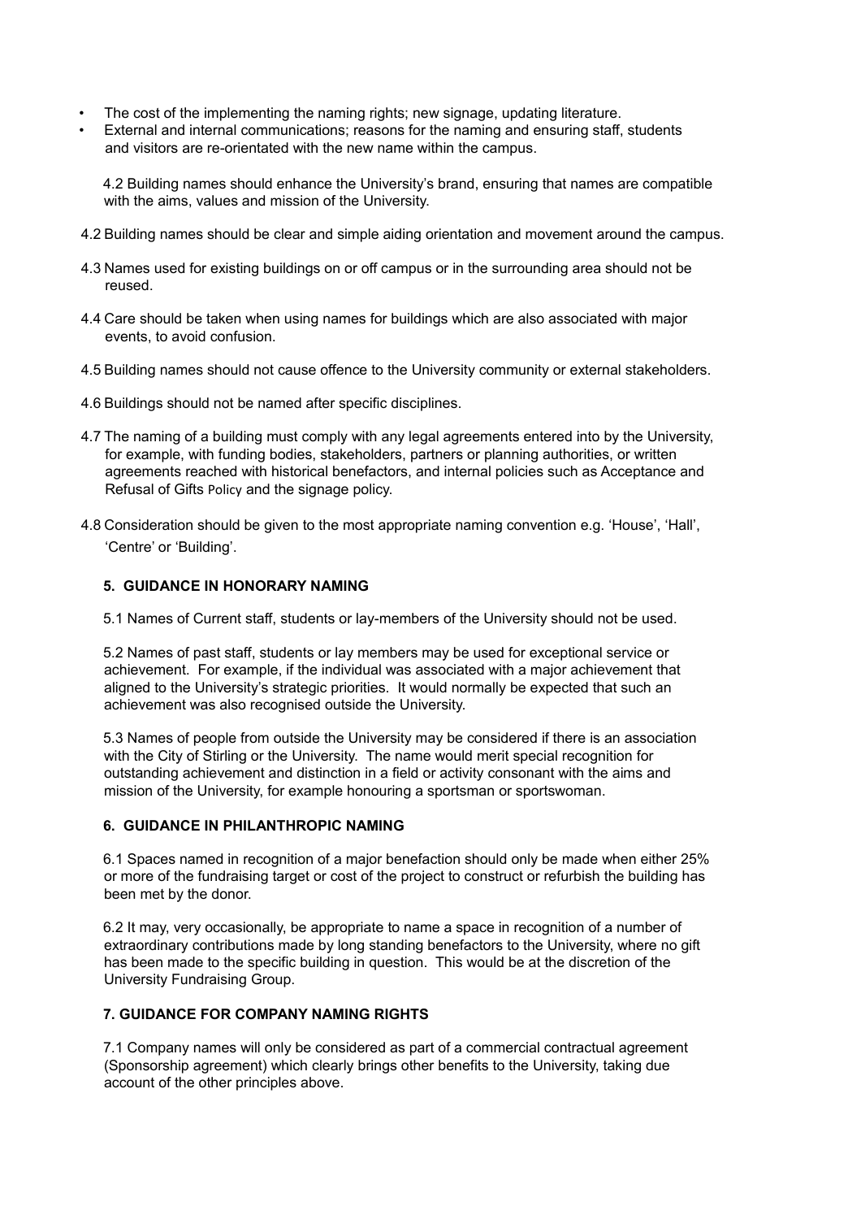- The cost of the implementing the naming rights; new signage, updating literature.
- External and internal communications; reasons for the naming and ensuring staff, students and visitors are re-orientated with the new name within the campus.

4.2 Building names should enhance the University's brand, ensuring that names are compatible with the aims, values and mission of the University.

4.2 Building names should be clear and simple aiding orientation and movement around the campus.

4.3 Names used for existing buildings on or off campus or in the surrounding area should not be reused.

4.4 Care should be taken when using names for buildings which are also associated with major events, to avoid confusion.

4.5 Building names should not cause offence to the University community or external stakeholders.

4.6 Buildings should not be named after specific disciplines.

4.7 The naming of a building must comply with any legal agreements entered into by the University, for example, with funding bodies, stakeholders, partners or planning authorities, or written agreements reached with historical benefactors, and internal policies such as Acceptance and Refusal of Gifts Policy and the signage policy.

4.8 Consideration should be given to the most appropriate naming convention e.g. 'House', 'Hall', 'Centre' or 'Building'.

**5. GUIDANCE IN HONORARY NAMING**

5.1 Names of Current staff, students or lay-members of the University should not be used.

5.2 Names of past staff, students or lay members may be used for exceptional service or achievement. For example, if the individual was associated with a major achievement that aligned to the University's strategic priorities. It would normally be expected that such an achievement was also recognised outside the University.

5.3 Names of people from outside the University may be considered if there is an association with the City of Stirling or the University. The name would merit special recognition for outstanding achievement and distinction in a field or activity consonant with the aims and mission of the University, for example honouring a sportsman or sportswoman.

**6. GUIDANCE IN PHILANTHROPIC NAMING**

6.1 Spaces named in recognition of a major benefaction should only be made when either 25% or more of the fundraising target or cost of the project to construct or refurbish the building has been met by the donor.

6.2 It may, very occasionally, be appropriate to name a space in recognition of a number of extraordinary contributions made by long standing benefactors to the University, where no gift has been made to the specific building in question. This would be at the discretion of the University Fundraising Group.

**7. GUIDANCE FOR COMPANY NAMING RIGHTS**

7.1 Company names will only be considered as part of a commercial contractual agreement (Sponsorship agreement) which clearly brings other benefits to the University, taking due account of the other principles above.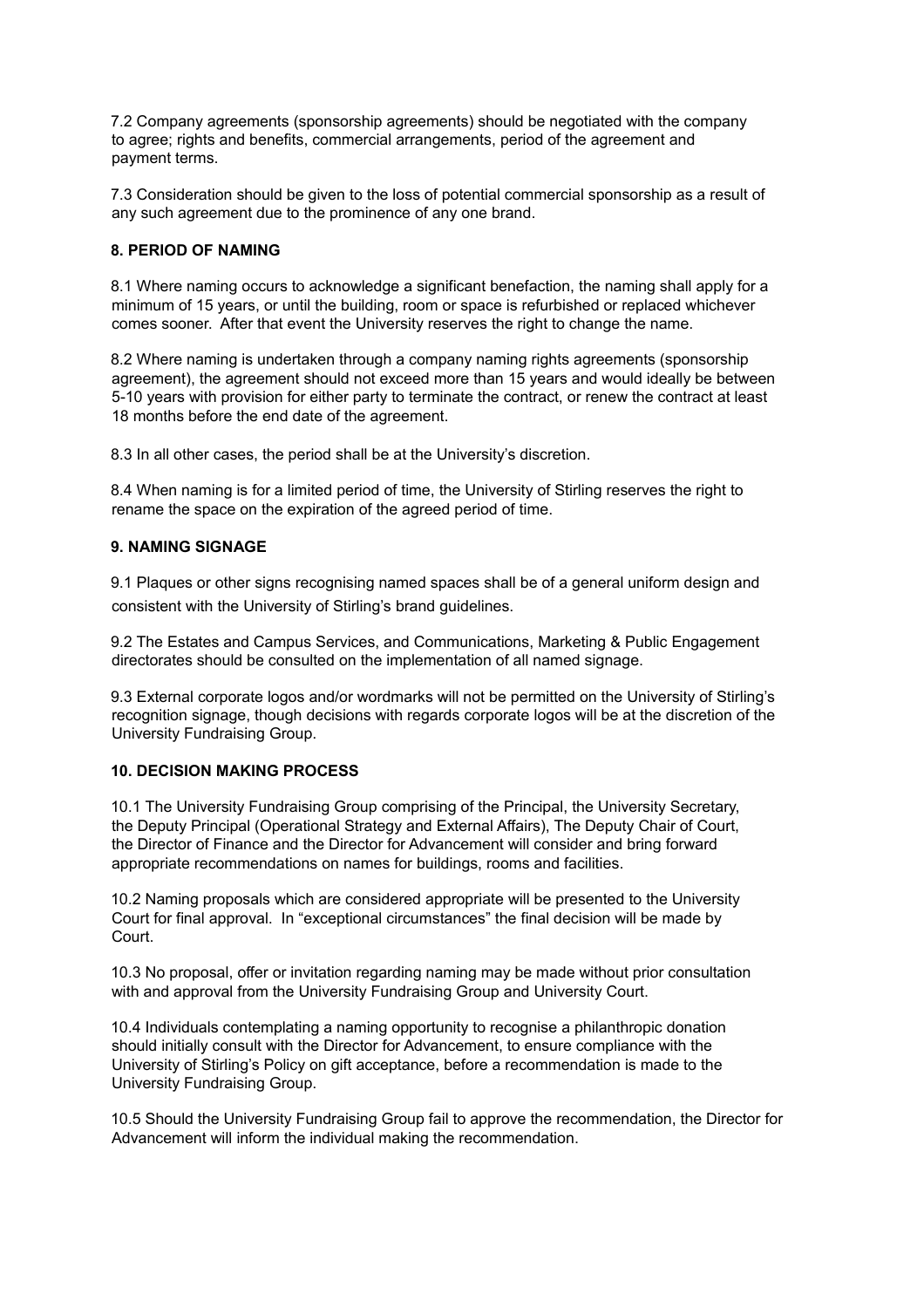7.2 Company agreements (sponsorship agreements) should be negotiated with the company to agree; rights and benefits, commercial arrangements, period of the agreement and payment terms.

7.3 Consideration should be given to the loss of potential commercial sponsorship as a result of any such agreement due to the prominence of any one brand.

**8. PERIOD OF NAMING**

8.1 Where naming occurs to acknowledge a significant benefaction, the naming shall apply for a minimum of 15 years, or until the building, room or space is refurbished or replaced whichever comes sooner. After that event the University reserves the right to change the name.

8.2 Where naming is undertaken through a company naming rights agreements (sponsorship agreement), the agreement should not exceed more than 15 years and would ideally be between 5-10 years with provision for either party to terminate the contract, or renew the contract at least 18 months before the end date of the agreement.

8.3 In all other cases, the period shall be at the University's discretion.

8.4 When naming is for a limited period of time, the University of Stirling reserves the right to rename the space on the expiration of the agreed period of time.

**9. NAMING SIGNAGE**

9.1 Plaques or other signs recognising named spaces shall be of a general uniform design and consistent with the University of Stirling's brand guidelines.

9.2 The Estates and Campus Services, and Communications, Marketing & Public Engagement directorates should be consulted on the implementation of all named signage.

9.3 External corporate logos and/or wordmarks will not be permitted on the University of Stirling's recognition signage, though decisions with regards corporate logos will be at the discretion of the University Fundraising Group.

**10. DECISION MAKING PROCESS**

10.1 The University Fundraising Group comprising of the Principal, the University Secretary, the Deputy Principal (Operational Strategy and External Affairs), The Deputy Chair of Court, the Director of Finance and the Director for Advancement will consider and bring forward appropriate recommendations on names for buildings, rooms and facilities.

10.2 Naming proposals which are considered appropriate will be presented to the University Court for final approval. In "exceptional circumstances" the final decision will be made by Court.

10.3 No proposal, offer or invitation regarding naming may be made without prior consultation with and approval from the University Fundraising Group and University Court.

10.4 Individuals contemplating a naming opportunity to recognise a philanthropic donation should initially consult with the Director for Advancement, to ensure compliance with the University of Stirling's Policy on gift acceptance, before a recommendation is made to the University Fundraising Group.

10.5 Should the University Fundraising Group fail to approve the recommendation, the Director for Advancement will inform the individual making the recommendation.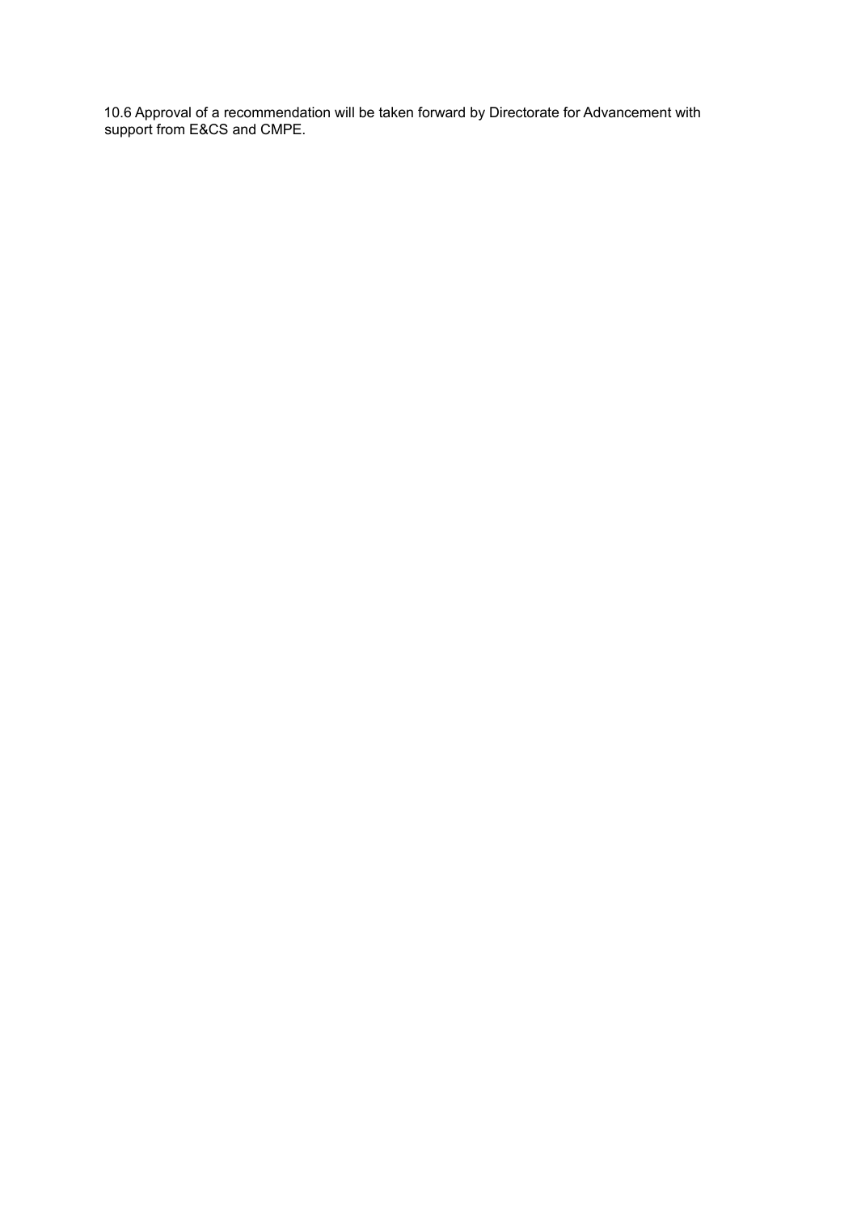10.6 Approval of a recommendation will be taken forward by Directorate for Advancement with support from E&CS and CMPE.